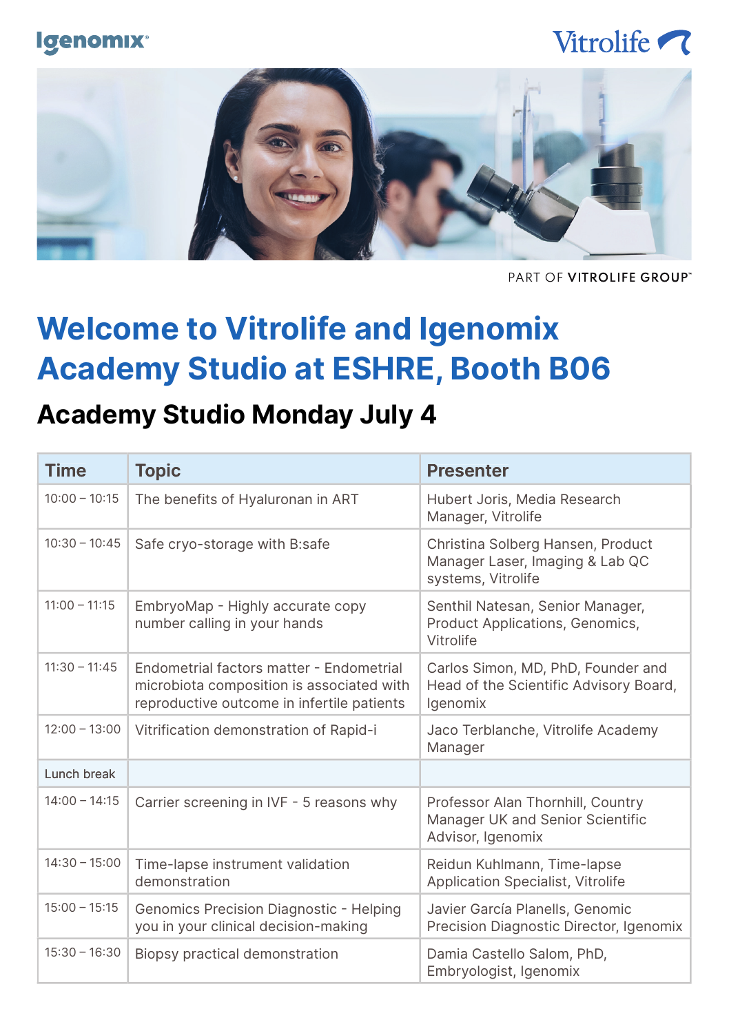Igenomix

Vitrolife

PART OF VITROLIFE GROUP™

# Welcome to Vitrolife and Igenomix Academy Studio at ESHRE, Booth B06

## Academy Studio Monday July 4

| Time | Topic | Presenter |
| --- | --- | --- |
| 10:00 – 10:15 | The benefits of Hyaluronan in ART | Hubert Joris, Media Research Manager, Vitrolife |
| 10:30 – 10:45 | Safe cryo-storage with B:safe | Christina Solberg Hansen, Product Manager Laser, Imaging & Lab QC systems, Vitrolife |
| 11:00 – 11:15 | EmbryoMap - Highly accurate copy number calling in your hands | Senthil Natesan, Senior Manager, Product Applications, Genomics, Vitrolife |
| 11:30 – 11:45 | Endometrial factors matter - Endometrial microbiota composition is associated with reproductive outcome in infertile patients | Carlos Simon, MD, PhD, Founder and Head of the Scientific Advisory Board, Igenomix |
| 12:00 – 13:00 | Vitrification demonstration of Rapid-i | Jaco Terblanche, Vitrolife Academy Manager |
| Lunch break | | |
| 14:00 – 14:15 | Carrier screening in IVF - 5 reasons why | Professor Alan Thornhill, Country Manager UK and Senior Scientific Advisor, Igenomix |
| 14:30 – 15:00 | Time-lapse instrument validation demonstration | Reidun Kuhlmann, Time-lapse Application Specialist, Vitrolife |
| 15:00 – 15:15 | Genomics Precision Diagnostic - Helping you in your clinical decision-making | Javier García Planells, Genomic Precision Diagnostic Director, Igenomix |
| 15:30 – 16:30 | Biopsy practical demonstration | Damia Castello Salom, PhD, Embryologist, Igenomix |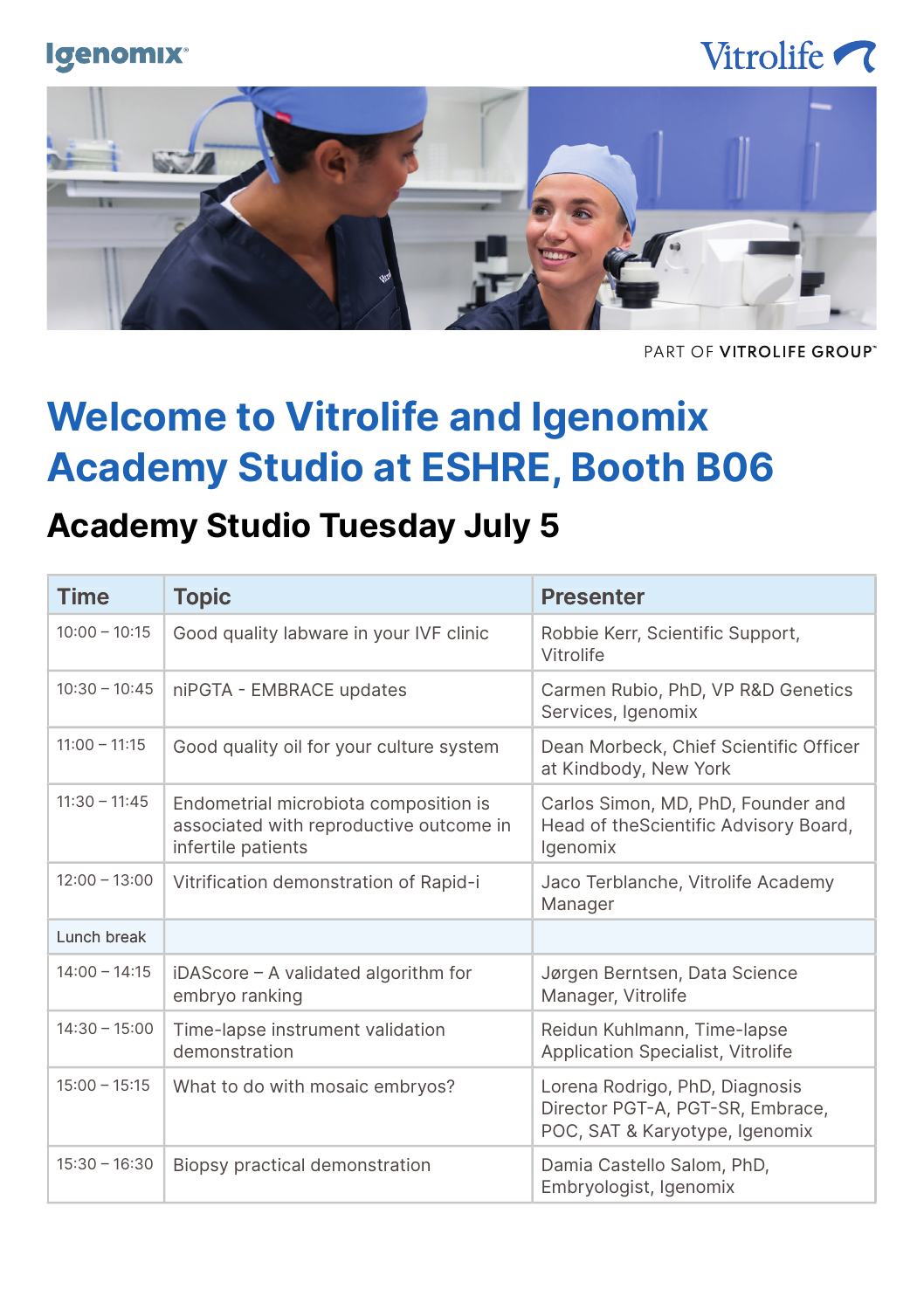Igenomix

Vitrolife

PART OF VITROLIFE GROUP™

# Welcome to Vitrolife and Igenomix Academy Studio at ESHRE, Booth B06

## Academy Studio Tuesday July 5

| Time | Topic | Presenter |
|---|---|---|
| 10:00 – 10:15 | Good quality labware in your IVF clinic | Robbie Kerr, Scientific Support, Vitrolife |
| 10:30 – 10:45 | niPGTA - EMBRACE updates | Carmen Rubio, PhD, VP R&D Genetics Services, Igenomix |
| 11:00 – 11:15 | Good quality oil for your culture system | Dean Morbeck, Chief Scientific Officer at Kindbody, New York |
| 11:30 – 11:45 | Endometrial microbiota composition is associated with reproductive outcome in infertile patients | Carlos Simon, MD, PhD, Founder and Head of theScientific Advisory Board, Igenomix |
| 12:00 – 13:00 | Vitrification demonstration of Rapid-i | Jaco Terblanche, Vitrolife Academy Manager |
| Lunch break | | |
| 14:00 – 14:15 | iDAScore – A validated algorithm for embryo ranking | Jørgen Berntsen, Data Science Manager, Vitrolife |
| 14:30 – 15:00 | Time-lapse instrument validation demonstration | Reidun Kuhlmann, Time-lapse Application Specialist, Vitrolife |
| 15:00 – 15:15 | What to do with mosaic embryos? | Lorena Rodrigo, PhD, Diagnosis Director PGT-A, PGT-SR, Embrace, POC, SAT & Karyotype, Igenomix |
| 15:30 – 16:30 | Biopsy practical demonstration | Damia Castello Salom, PhD, Embryologist, Igenomix |